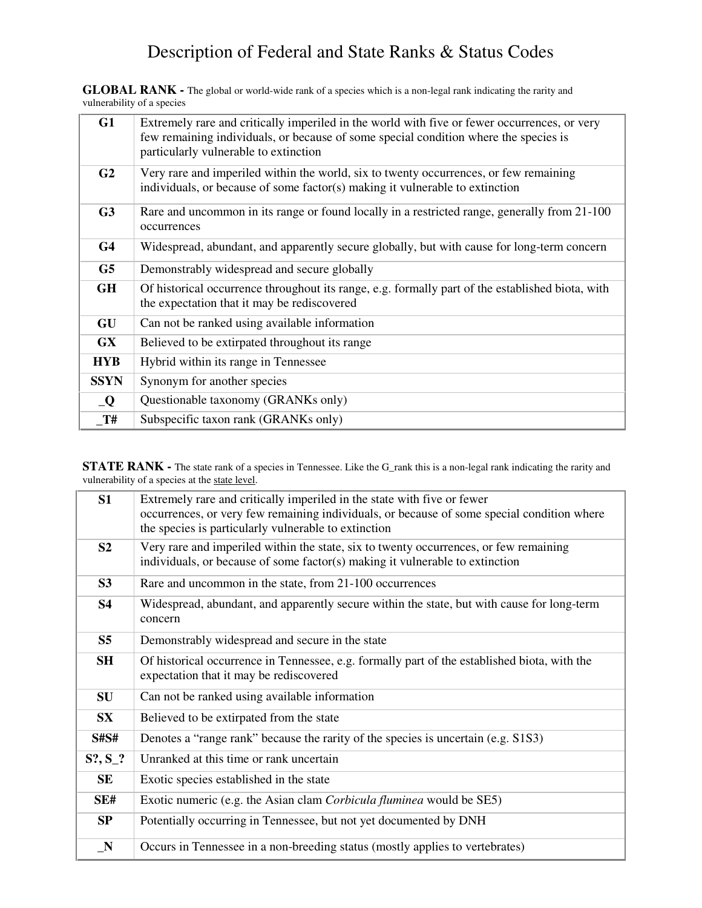# Description of Federal and State Ranks & Status Codes

**GLOBAL RANK -** The global or world-wide rank of a species which is a non-legal rank indicating the rarity and vulnerability of a species

| | |
|---|---|
| **G1** | Extremely rare and critically imperiled in the world with five or fewer occurrences, or very few remaining individuals, or because of some special condition where the species is particularly vulnerable to extinction |
| **G2** | Very rare and imperiled within the world, six to twenty occurrences, or few remaining individuals, or because of some factor(s) making it vulnerable to extinction |
| **G3** | Rare and uncommon in its range or found locally in a restricted range, generally from 21-100 occurrences |
| **G4** | Widespread, abundant, and apparently secure globally, but with cause for long-term concern |
| **G5** | Demonstrably widespread and secure globally |
| **GH** | Of historical occurrence throughout its range, e.g. formally part of the established biota, with the expectation that it may be rediscovered |
| **GU** | Can not be ranked using available information |
| **GX** | Believed to be extirpated throughout its range |
| **HYB** | Hybrid within its range in Tennessee |
| **SSYN** | Synonym for another species |
| **_Q** | Questionable taxonomy (GRANKs only) |
| **_T#** | Subspecific taxon rank (GRANKs only) |

**STATE RANK -** The state rank of a species in Tennessee. Like the G_rank this is a non-legal rank indicating the rarity and vulnerability of a species at the state level.

| | |
|---|---|
| **S1** | Extremely rare and critically imperiled in the state with five or fewer occurrences, or very few remaining individuals, or because of some special condition where the species is particularly vulnerable to extinction |
| **S2** | Very rare and imperiled within the state, six to twenty occurrences, or few remaining individuals, or because of some factor(s) making it vulnerable to extinction |
| **S3** | Rare and uncommon in the state, from 21-100 occurrences |
| **S4** | Widespread, abundant, and apparently secure within the state, but with cause for long-term concern |
| **S5** | Demonstrably widespread and secure in the state |
| **SH** | Of historical occurrence in Tennessee, e.g. formally part of the established biota, with the expectation that it may be rediscovered |
| **SU** | Can not be ranked using available information |
| **SX** | Believed to be extirpated from the state |
| **S#S#** | Denotes a "range rank" because the rarity of the species is uncertain (e.g. S1S3) |
| **S?, S_?** | Unranked at this time or rank uncertain |
| **SE** | Exotic species established in the state |
| **SE#** | Exotic numeric (e.g. the Asian clam *Corbicula fluminea* would be SE5) |
| **SP** | Potentially occurring in Tennessee, but not yet documented by DNH |
| **_N** | Occurs in Tennessee in a non-breeding status (mostly applies to vertebrates) |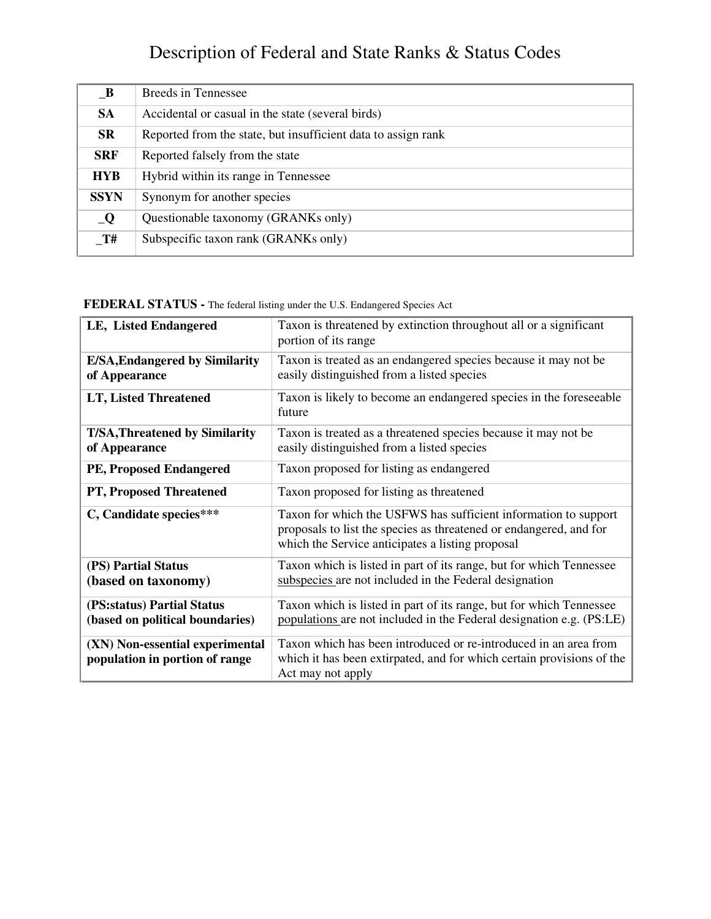# Description of Federal and State Ranks & Status Codes

| | |
|---|---|
| **_B** | Breeds in Tennessee |
| **SA** | Accidental or casual in the state (several birds) |
| **SR** | Reported from the state, but insufficient data to assign rank |
| **SRF** | Reported falsely from the state |
| **HYB** | Hybrid within its range in Tennessee |
| **SSYN** | Synonym for another species |
| **_Q** | Questionable taxonomy (GRANKs only) |
| **_T#** | Subspecific taxon rank (GRANKs only) |

**FEDERAL STATUS -** The federal listing under the U.S. Endangered Species Act

| | |
|---|---|
| **LE, Listed Endangered** | Taxon is threatened by extinction throughout all or a significant portion of its range |
| **E/SA,Endangered by Similarity of Appearance** | Taxon is treated as an endangered species because it may not be easily distinguished from a listed species |
| **LT, Listed Threatened** | Taxon is likely to become an endangered species in the foreseeable future |
| **T/SA,Threatened by Similarity of Appearance** | Taxon is treated as a threatened species because it may not be easily distinguished from a listed species |
| **PE, Proposed Endangered** | Taxon proposed for listing as endangered |
| **PT, Proposed Threatened** | Taxon proposed for listing as threatened |
| **C, Candidate species*** ** | Taxon for which the USFWS has sufficient information to support proposals to list the species as threatened or endangered, and for which the Service anticipates a listing proposal |
| **(PS) Partial Status (based on taxonomy)** | Taxon which is listed in part of its range, but for which Tennessee <u>subspecies</u> are not included in the Federal designation |
| **(PS:status) Partial Status (based on political boundaries)** | Taxon which is listed in part of its range, but for which Tennessee <u>populations</u> are not included in the Federal designation e.g. (PS:LE) |
| **(XN) Non-essential experimental population in portion of range** | Taxon which has been introduced or re-introduced in an area from which it has been extirpated, and for which certain provisions of the Act may not apply |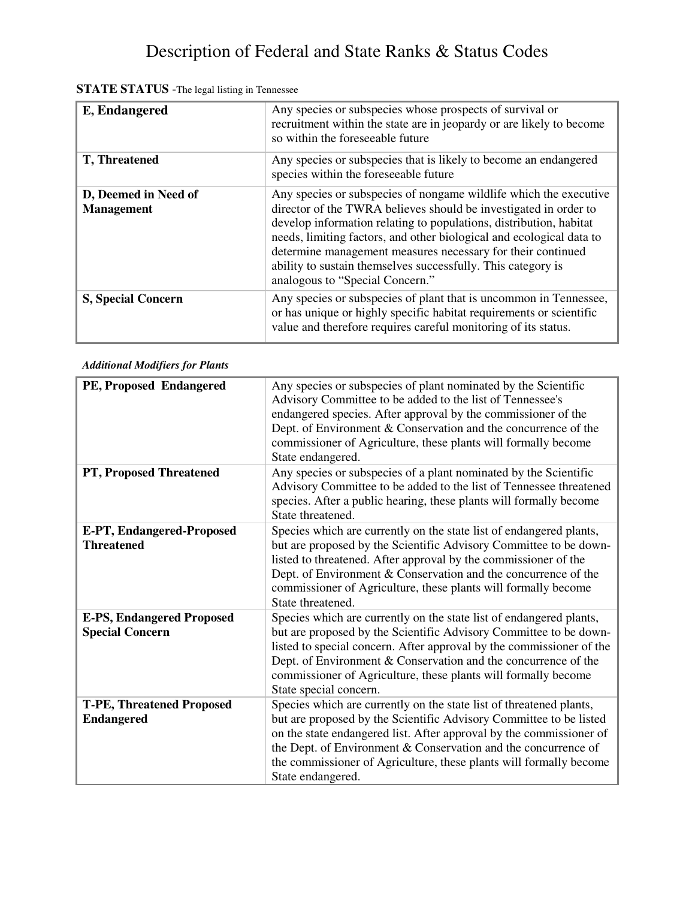# Description of Federal and State Ranks & Status Codes

**STATE STATUS** -The legal listing in Tennessee

| | |
|---|---|
| **E, Endangered** | Any species or subspecies whose prospects of survival or recruitment within the state are in jeopardy or are likely to become so within the foreseeable future |
| **T, Threatened** | Any species or subspecies that is likely to become an endangered species within the foreseeable future |
| **D, Deemed in Need of Management** | Any species or subspecies of nongame wildlife which the executive director of the TWRA believes should be investigated in order to develop information relating to populations, distribution, habitat needs, limiting factors, and other biological and ecological data to determine management measures necessary for their continued ability to sustain themselves successfully. This category is analogous to "Special Concern." |
| **S, Special Concern** | Any species or subspecies of plant that is uncommon in Tennessee, or has unique or highly specific habitat requirements or scientific value and therefore requires careful monitoring of its status. |

***Additional Modifiers for Plants***

| | |
|---|---|
| **PE, Proposed Endangered** | Any species or subspecies of plant nominated by the Scientific Advisory Committee to be added to the list of Tennessee's endangered species. After approval by the commissioner of the Dept. of Environment & Conservation and the concurrence of the commissioner of Agriculture, these plants will formally become State endangered. |
| **PT, Proposed Threatened** | Any species or subspecies of a plant nominated by the Scientific Advisory Committee to be added to the list of Tennessee threatened species. After a public hearing, these plants will formally become State threatened. |
| **E-PT, Endangered-Proposed Threatened** | Species which are currently on the state list of endangered plants, but are proposed by the Scientific Advisory Committee to be down-listed to threatened. After approval by the commissioner of the Dept. of Environment & Conservation and the concurrence of the commissioner of Agriculture, these plants will formally become State threatened. |
| **E-PS, Endangered Proposed Special Concern** | Species which are currently on the state list of endangered plants, but are proposed by the Scientific Advisory Committee to be down-listed to special concern. After approval by the commissioner of the Dept. of Environment & Conservation and the concurrence of the commissioner of Agriculture, these plants will formally become State special concern. |
| **T-PE, Threatened Proposed Endangered** | Species which are currently on the state list of threatened plants, but are proposed by the Scientific Advisory Committee to be listed on the state endangered list. After approval by the commissioner of the Dept. of Environment & Conservation and the concurrence of the commissioner of Agriculture, these plants will formally become State endangered. |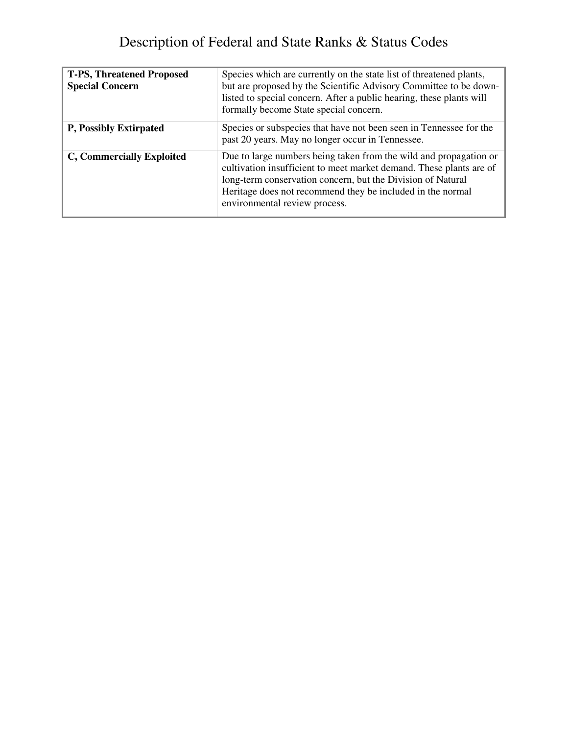# Description of Federal and State Ranks & Status Codes

| | |
|---|---|
| **T-PS, Threatened Proposed Special Concern** | Species which are currently on the state list of threatened plants, but are proposed by the Scientific Advisory Committee to be down-listed to special concern. After a public hearing, these plants will formally become State special concern. |
| **P, Possibly Extirpated** | Species or subspecies that have not been seen in Tennessee for the past 20 years. May no longer occur in Tennessee. |
| **C, Commercially Exploited** | Due to large numbers being taken from the wild and propagation or cultivation insufficient to meet market demand. These plants are of long-term conservation concern, but the Division of Natural Heritage does not recommend they be included in the normal environmental review process. |